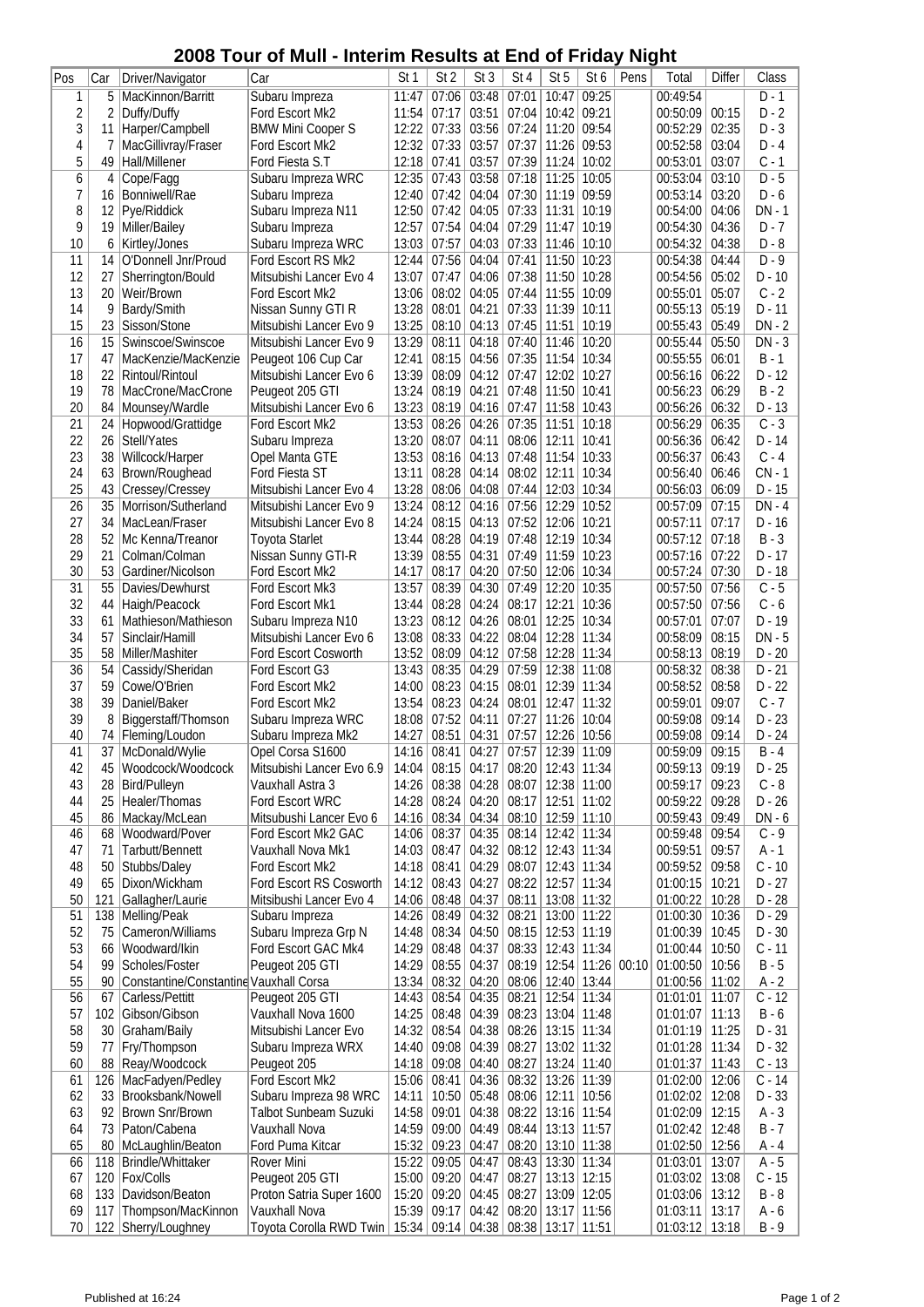# 2008 Tour of Mull - Interim Results at End of Friday Night

| Pos | Car | Driver/Navigator | Car | St 1 | St 2 | St 3 | St 4 | St 5 | St 6 | Pens | Total | Differ | Class |
|---|---|---|---|---|---|---|---|---|---|---|---|---|---|
| 1 | 5 | MacKinnon/Barritt | Subaru Impreza | 11:47 | 07:06 | 03:48 | 07:01 | 10:47 | 09:25 | | 00:49:54 | | D - 1 |
| 2 | 2 | Duffy/Duffy | Ford Escort Mk2 | 11:54 | 07:17 | 03:51 | 07:04 | 10:42 | 09:21 | | 00:50:09 | 00:15 | D - 2 |
| 3 | 11 | Harper/Campbell | BMW Mini Cooper S | 12:22 | 07:33 | 03:56 | 07:24 | 11:20 | 09:54 | | 00:52:29 | 02:35 | D - 3 |
| 4 | 7 | MacGillivray/Fraser | Ford Escort Mk2 | 12:32 | 07:33 | 03:57 | 07:37 | 11:26 | 09:53 | | 00:52:58 | 03:04 | D - 4 |
| 5 | 49 | Hall/Millener | Ford Fiesta S.T | 12:18 | 07:41 | 03:57 | 07:39 | 11:24 | 10:02 | | 00:53:01 | 03:07 | C - 1 |
| 6 | 4 | Cope/Fagg | Subaru Impreza WRC | 12:35 | 07:43 | 03:58 | 07:18 | 11:25 | 10:05 | | 00:53:04 | 03:10 | D - 5 |
| 7 | 16 | Bonniwell/Rae | Subaru Impreza | 12:40 | 07:42 | 04:04 | 07:30 | 11:19 | 09:59 | | 00:53:14 | 03:20 | D - 6 |
| 8 | 12 | Pye/Riddick | Subaru Impreza N11 | 12:50 | 07:42 | 04:05 | 07:33 | 11:31 | 10:19 | | 00:54:00 | 04:06 | DN - 1 |
| 9 | 19 | Miller/Bailey | Subaru Impreza | 12:57 | 07:54 | 04:04 | 07:29 | 11:47 | 10:19 | | 00:54:30 | 04:36 | D - 7 |
| 10 | 6 | Kirtley/Jones | Subaru Impreza WRC | 13:03 | 07:57 | 04:03 | 07:33 | 11:46 | 10:10 | | 00:54:32 | 04:38 | D - 8 |
| 11 | 14 | O'Donnell Jnr/Proud | Ford Escort RS Mk2 | 12:44 | 07:56 | 04:04 | 07:41 | 11:50 | 10:23 | | 00:54:38 | 04:44 | D - 9 |
| 12 | 27 | Sherrington/Bould | Mitsubishi Lancer Evo 4 | 13:07 | 07:47 | 04:06 | 07:38 | 11:50 | 10:28 | | 00:54:56 | 05:02 | D - 10 |
| 13 | 20 | Weir/Brown | Ford Escort Mk2 | 13:06 | 08:02 | 04:05 | 07:44 | 11:55 | 10:09 | | 00:55:01 | 05:07 | C - 2 |
| 14 | 9 | Bardy/Smith | Nissan Sunny GTI R | 13:28 | 08:01 | 04:21 | 07:33 | 11:39 | 10:11 | | 00:55:13 | 05:19 | D - 11 |
| 15 | 23 | Sisson/Stone | Mitsubishi Lancer Evo 9 | 13:25 | 08:10 | 04:13 | 07:45 | 11:51 | 10:19 | | 00:55:43 | 05:49 | DN - 2 |
| 16 | 15 | Swinscoe/Swinscoe | Mitsubishi Lancer Evo 9 | 13:29 | 08:11 | 04:18 | 07:40 | 11:46 | 10:20 | | 00:55:44 | 05:50 | DN - 3 |
| 17 | 47 | MacKenzie/MacKenzie | Peugeot 106 Cup Car | 12:41 | 08:15 | 04:56 | 07:35 | 11:54 | 10:34 | | 00:55:55 | 06:01 | B - 1 |
| 18 | 22 | Rintoul/Rintoul | Mitsubishi Lancer Evo 6 | 13:39 | 08:09 | 04:12 | 07:47 | 12:02 | 10:27 | | 00:56:16 | 06:22 | D - 12 |
| 19 | 78 | MacCrone/MacCrone | Peugeot 205 GTI | 13:24 | 08:19 | 04:21 | 07:48 | 11:50 | 10:41 | | 00:56:23 | 06:29 | B - 2 |
| 20 | 84 | Mounsey/Wardle | Mitsubishi Lancer Evo 6 | 13:23 | 08:19 | 04:16 | 07:47 | 11:58 | 10:43 | | 00:56:26 | 06:32 | D - 13 |
| 21 | 24 | Hopwood/Grattidge | Ford Escort Mk2 | 13:53 | 08:26 | 04:26 | 07:35 | 11:51 | 10:18 | | 00:56:29 | 06:35 | C - 3 |
| 22 | 26 | Stell/Yates | Subaru Impreza | 13:20 | 08:07 | 04:11 | 08:06 | 12:11 | 10:41 | | 00:56:36 | 06:42 | D - 14 |
| 23 | 38 | Willcock/Harper | Opel Manta GTE | 13:53 | 08:16 | 04:13 | 07:48 | 11:54 | 10:33 | | 00:56:37 | 06:43 | C - 4 |
| 24 | 63 | Brown/Roughead | Ford Fiesta ST | 13:11 | 08:28 | 04:14 | 08:02 | 12:11 | 10:34 | | 00:56:40 | 06:46 | CN - 1 |
| 25 | 43 | Cressey/Cressey | Mitsubishi Lancer Evo 4 | 13:28 | 08:06 | 04:08 | 07:44 | 12:03 | 10:34 | | 00:56:03 | 06:09 | D - 15 |
| 26 | 35 | Morrison/Sutherland | Mitsubishi Lancer Evo 9 | 13:24 | 08:12 | 04:16 | 07:56 | 12:29 | 10:52 | | 00:57:09 | 07:15 | DN - 4 |
| 27 | 34 | MacLean/Fraser | Mitsubishi Lancer Evo 8 | 14:24 | 08:15 | 04:13 | 07:52 | 12:06 | 10:21 | | 00:57:11 | 07:17 | D - 16 |
| 28 | 52 | Mc Kenna/Treanor | Toyota Starlet | 13:44 | 08:28 | 04:19 | 07:48 | 12:19 | 10:34 | | 00:57:12 | 07:18 | B - 3 |
| 29 | 21 | Colman/Colman | Nissan Sunny GTI-R | 13:39 | 08:55 | 04:31 | 07:49 | 11:59 | 10:23 | | 00:57:16 | 07:22 | D - 17 |
| 30 | 53 | Gardiner/Nicolson | Ford Escort Mk2 | 14:17 | 08:17 | 04:20 | 07:50 | 12:06 | 10:34 | | 00:57:24 | 07:30 | D - 18 |
| 31 | 55 | Davies/Dewhurst | Ford Escort Mk3 | 13:57 | 08:39 | 04:30 | 07:49 | 12:20 | 10:35 | | 00:57:50 | 07:56 | C - 5 |
| 32 | 44 | Haigh/Peacock | Ford Escort Mk1 | 13:44 | 08:28 | 04:24 | 08:17 | 12:21 | 10:36 | | 00:57:50 | 07:56 | C - 6 |
| 33 | 61 | Mathieson/Mathieson | Subaru Impreza N10 | 13:23 | 08:12 | 04:26 | 08:01 | 12:25 | 10:34 | | 00:57:01 | 07:07 | D - 19 |
| 34 | 57 | Sinclair/Hamill | Mitsubishi Lancer Evo 6 | 13:08 | 08:33 | 04:22 | 08:04 | 12:28 | 11:34 | | 00:58:09 | 08:15 | DN - 5 |
| 35 | 58 | Miller/Mashiter | Ford Escort Cosworth | 13:52 | 08:09 | 04:12 | 07:58 | 12:28 | 11:34 | | 00:58:13 | 08:19 | D - 20 |
| 36 | 54 | Cassidy/Sheridan | Ford Escort G3 | 13:43 | 08:35 | 04:29 | 07:59 | 12:38 | 11:08 | | 00:58:32 | 08:38 | D - 21 |
| 37 | 59 | Cowe/O'Brien | Ford Escort Mk2 | 14:00 | 08:23 | 04:15 | 08:01 | 12:39 | 11:34 | | 00:58:52 | 08:58 | D - 22 |
| 38 | 39 | Daniel/Baker | Ford Escort Mk2 | 13:54 | 08:23 | 04:24 | 08:01 | 12:47 | 11:32 | | 00:59:01 | 09:07 | C - 7 |
| 39 | 8 | Biggerstaff/Thomson | Subaru Impreza WRC | 18:08 | 07:52 | 04:11 | 07:27 | 11:26 | 10:04 | | 00:59:08 | 09:14 | D - 23 |
| 40 | 74 | Fleming/Loudon | Subaru Impreza Mk2 | 14:27 | 08:51 | 04:31 | 07:57 | 12:26 | 10:56 | | 00:59:08 | 09:14 | D - 24 |
| 41 | 37 | McDonald/Wylie | Opel Corsa S1600 | 14:16 | 08:41 | 04:27 | 07:57 | 12:39 | 11:09 | | 00:59:09 | 09:15 | B - 4 |
| 42 | 45 | Woodcock/Woodcock | Mitsubishi Lancer Evo 6.9 | 14:04 | 08:15 | 04:17 | 08:20 | 12:43 | 11:34 | | 00:59:13 | 09:19 | D - 25 |
| 43 | 28 | Bird/Pulleyn | Vauxhall Astra 3 | 14:26 | 08:38 | 04:28 | 08:07 | 12:38 | 11:00 | | 00:59:17 | 09:23 | C - 8 |
| 44 | 25 | Healer/Thomas | Ford Escort WRC | 14:28 | 08:24 | 04:20 | 08:17 | 12:51 | 11:02 | | 00:59:22 | 09:28 | D - 26 |
| 45 | 86 | Mackay/McLean | Mitsubushi Lancer Evo 6 | 14:16 | 08:34 | 04:34 | 08:10 | 12:59 | 11:10 | | 00:59:43 | 09:49 | DN - 6 |
| 46 | 68 | Woodward/Pover | Ford Escort Mk2 GAC | 14:06 | 08:37 | 04:35 | 08:14 | 12:42 | 11:34 | | 00:59:48 | 09:54 | C - 9 |
| 47 | 71 | Tarbutt/Bennett | Vauxhall Nova Mk1 | 14:03 | 08:47 | 04:32 | 08:12 | 12:43 | 11:34 | | 00:59:51 | 09:57 | A - 1 |
| 48 | 50 | Stubbs/Daley | Ford Escort Mk2 | 14:18 | 08:41 | 04:29 | 08:07 | 12:43 | 11:34 | | 00:59:52 | 09:58 | C - 10 |
| 49 | 65 | Dixon/Wickham | Ford Escort RS Cosworth | 14:12 | 08:43 | 04:27 | 08:22 | 12:57 | 11:34 | | 01:00:15 | 10:21 | D - 27 |
| 50 | 121 | Gallagher/Laurie | Mitsibushi Lancer Evo 4 | 14:06 | 08:48 | 04:37 | 08:11 | 13:08 | 11:32 | | 01:00:22 | 10:28 | D - 28 |
| 51 | 138 | Melling/Peak | Subaru Impreza | 14:26 | 08:49 | 04:32 | 08:21 | 13:00 | 11:22 | | 01:00:30 | 10:36 | D - 29 |
| 52 | 75 | Cameron/Williams | Subaru Impreza Grp N | 14:48 | 08:34 | 04:50 | 08:15 | 12:53 | 11:19 | | 01:00:39 | 10:45 | D - 30 |
| 53 | 66 | Woodward/Ikin | Ford Escort GAC Mk4 | 14:29 | 08:48 | 04:37 | 08:33 | 12:43 | 11:34 | | 01:00:44 | 10:50 | C - 11 |
| 54 | 99 | Scholes/Foster | Peugeot 205 GTI | 14:29 | 08:55 | 04:37 | 08:19 | 12:54 | 11:26 | 00:10 | 01:00:50 | 10:56 | B - 5 |
| 55 | 90 | Constantine/Constantine | Vauxhall Corsa | 13:34 | 08:32 | 04:20 | 08:06 | 12:40 | 13:44 | | 01:00:56 | 11:02 | A - 2 |
| 56 | 67 | Carless/Pettitt | Peugeot 205 GTI | 14:43 | 08:54 | 04:35 | 08:21 | 12:54 | 11:34 | | 01:01:01 | 11:07 | C - 12 |
| 57 | 102 | Gibson/Gibson | Vauxhall Nova 1600 | 14:25 | 08:48 | 04:39 | 08:23 | 13:04 | 11:48 | | 01:01:07 | 11:13 | B - 6 |
| 58 | 30 | Graham/Baily | Mitsubishi Lancer Evo | 14:32 | 08:54 | 04:38 | 08:26 | 13:15 | 11:34 | | 01:01:19 | 11:25 | D - 31 |
| 59 | 77 | Fry/Thompson | Subaru Impreza WRX | 14:40 | 09:08 | 04:39 | 08:27 | 13:02 | 11:32 | | 01:01:28 | 11:34 | D - 32 |
| 60 | 88 | Reay/Woodcock | Peugeot 205 | 14:18 | 09:08 | 04:40 | 08:27 | 13:24 | 11:40 | | 01:01:37 | 11:43 | C - 13 |
| 61 | 126 | MacFadyen/Pedley | Ford Escort Mk2 | 15:06 | 08:41 | 04:36 | 08:32 | 13:26 | 11:39 | | 01:02:00 | 12:06 | C - 14 |
| 62 | 33 | Brooksbank/Nowell | Subaru Impreza 98 WRC | 14:11 | 10:50 | 05:48 | 08:06 | 12:11 | 10:56 | | 01:02:02 | 12:08 | D - 33 |
| 63 | 92 | Brown Snr/Brown | Talbot Sunbeam Suzuki | 14:58 | 09:01 | 04:38 | 08:22 | 13:16 | 11:54 | | 01:02:09 | 12:15 | A - 3 |
| 64 | 73 | Paton/Cabena | Vauxhall Nova | 14:59 | 09:00 | 04:49 | 08:44 | 13:13 | 11:57 | | 01:02:42 | 12:48 | B - 7 |
| 65 | 80 | McLaughlin/Beaton | Ford Puma Kitcar | 15:32 | 09:23 | 04:47 | 08:20 | 13:10 | 11:38 | | 01:02:50 | 12:56 | A - 4 |
| 66 | 118 | Brindle/Whittaker | Rover Mini | 15:22 | 09:05 | 04:47 | 08:43 | 13:30 | 11:34 | | 01:03:01 | 13:07 | A - 5 |
| 67 | 120 | Fox/Colls | Peugeot 205 GTI | 15:00 | 09:20 | 04:47 | 08:27 | 13:13 | 12:15 | | 01:03:02 | 13:08 | C - 15 |
| 68 | 133 | Davidson/Beaton | Proton Satria Super 1600 | 15:20 | 09:20 | 04:45 | 08:27 | 13:09 | 12:05 | | 01:03:06 | 13:12 | B - 8 |
| 69 | 117 | Thompson/MacKinnon | Vauxhall Nova | 15:39 | 09:17 | 04:42 | 08:20 | 13:17 | 11:56 | | 01:03:11 | 13:17 | A - 6 |
| 70 | 122 | Sherry/Loughney | Toyota Corolla RWD Twin | 15:34 | 09:14 | 04:38 | 08:38 | 13:17 | 11:51 | | 01:03:12 | 13:18 | B - 9 |

Published at 16:24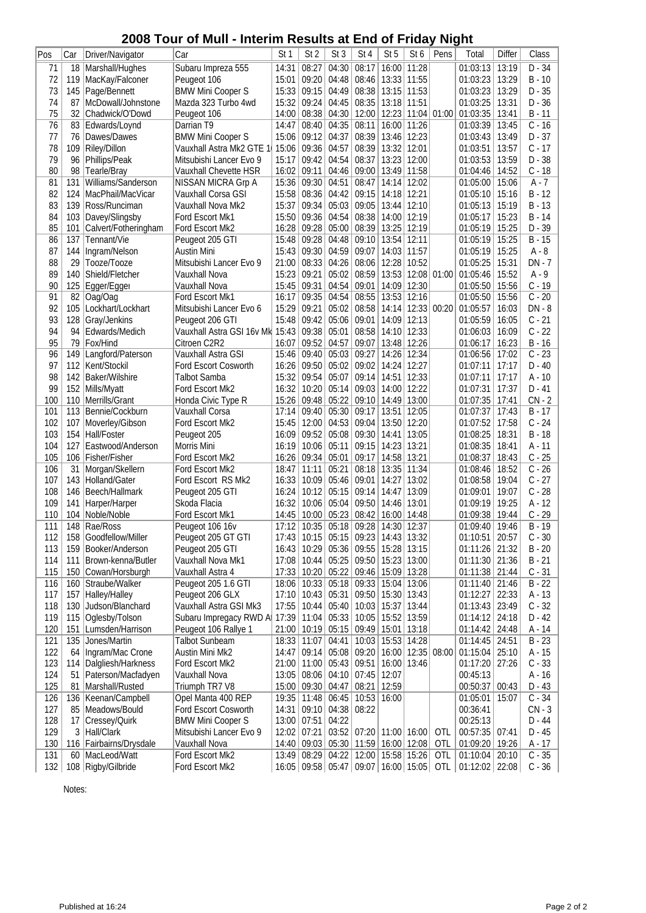# 2008 Tour of Mull - Interim Results at End of Friday Night

| Pos | Car | Driver/Navigator | Car | St 1 | St 2 | St 3 | St 4 | St 5 | St 6 | Pens | Total | Differ | Class |
|---|---|---|---|---|---|---|---|---|---|---|---|---|---|
| 71 | 18 | Marshall/Hughes | Subaru Impreza 555 | 14:31 | 08:27 | 04:30 | 08:17 | 16:00 | 11:28 | | 01:03:13 | 13:19 | D - 34 |
| 72 | 119 | MacKay/Falconer | Peugeot 106 | 15:01 | 09:20 | 04:48 | 08:46 | 13:33 | 11:55 | | 01:03:23 | 13:29 | B - 10 |
| 73 | 145 | Page/Bennett | BMW Mini Cooper S | 15:33 | 09:15 | 04:49 | 08:38 | 13:15 | 11:53 | | 01:03:23 | 13:29 | D - 35 |
| 74 | 87 | McDowall/Johnstone | Mazda 323 Turbo 4wd | 15:32 | 09:24 | 04:45 | 08:35 | 13:18 | 11:51 | | 01:03:25 | 13:31 | D - 36 |
| 75 | 32 | Chadwick/O'Dowd | Peugeot 106 | 14:00 | 08:38 | 04:30 | 12:00 | 12:23 | 11:04 | 01:00 | 01:03:35 | 13:41 | B - 11 |
| 76 | 83 | Edwards/Loynd | Darrian T9 | 14:47 | 08:40 | 04:35 | 08:11 | 16:00 | 11:26 | | 01:03:39 | 13:45 | C - 16 |
| 77 | 76 | Dawes/Dawes | BMW Mini Cooper S | 15:06 | 09:12 | 04:37 | 08:39 | 13:46 | 12:23 | | 01:03:43 | 13:49 | D - 37 |
| 78 | 109 | Riley/Dillon | Vauxhall Astra Mk2 GTE 1 | 15:06 | 09:36 | 04:57 | 08:39 | 13:32 | 12:01 | | 01:03:51 | 13:57 | C - 17 |
| 79 | 96 | Phillips/Peak | Mitsubishi Lancer Evo 9 | 15:17 | 09:42 | 04:54 | 08:37 | 13:23 | 12:00 | | 01:03:53 | 13:59 | D - 38 |
| 80 | 98 | Tearle/Bray | Vauxhall Chevette HSR | 16:02 | 09:11 | 04:46 | 09:00 | 13:49 | 11:58 | | 01:04:46 | 14:52 | C - 18 |
| 81 | 131 | Williams/Sanderson | NISSAN MICRA Grp A | 15:36 | 09:30 | 04:51 | 08:47 | 14:14 | 12:02 | | 01:05:00 | 15:06 | A - 7 |
| 82 | 124 | MacPhail/MacVicar | Vauxhall Corsa GSI | 15:58 | 08:36 | 04:42 | 09:15 | 14:18 | 12:21 | | 01:05:10 | 15:16 | B - 12 |
| 83 | 139 | Ross/Runciman | Vauxhall Nova Mk2 | 15:37 | 09:34 | 05:03 | 09:05 | 13:44 | 12:10 | | 01:05:13 | 15:19 | B - 13 |
| 84 | 103 | Davey/Slingsby | Ford Escort Mk1 | 15:50 | 09:36 | 04:54 | 08:38 | 14:00 | 12:19 | | 01:05:17 | 15:23 | B - 14 |
| 85 | 101 | Calvert/Fotheringham | Ford Escort Mk2 | 16:28 | 09:28 | 05:00 | 08:39 | 13:25 | 12:19 | | 01:05:19 | 15:25 | D - 39 |
| 86 | 137 | Tennant/Vie | Peugeot 205 GTI | 15:48 | 09:28 | 04:48 | 09:10 | 13:54 | 12:11 | | 01:05:19 | 15:25 | B - 15 |
| 87 | 144 | Ingram/Nelson | Austin Mini | 15:43 | 09:30 | 04:59 | 09:07 | 14:03 | 11:57 | | 01:05:19 | 15:25 | A - 8 |
| 88 | 29 | Tooze/Tooze | Mitsubishi Lancer Evo 9 | 21:00 | 08:33 | 04:26 | 08:06 | 12:28 | 10:52 | | 01:05:25 | 15:31 | DN - 7 |
| 89 | 140 | Shield/Fletcher | Vauxhall Nova | 15:23 | 09:21 | 05:02 | 08:59 | 13:53 | 12:08 | 01:00 | 01:05:46 | 15:52 | A - 9 |
| 90 | 125 | Egger/Egger | Vauxhall Nova | 15:45 | 09:31 | 04:54 | 09:01 | 14:09 | 12:30 | | 01:05:50 | 15:56 | C - 19 |
| 91 | 82 | Oag/Oag | Ford Escort Mk1 | 16:17 | 09:35 | 04:54 | 08:55 | 13:53 | 12:16 | | 01:05:50 | 15:56 | C - 20 |
| 92 | 105 | Lockhart/Lockhart | Mitsubishi Lancer Evo 6 | 15:29 | 09:21 | 05:02 | 08:58 | 14:14 | 12:33 | 00:20 | 01:05:57 | 16:03 | DN - 8 |
| 93 | 128 | Gray/Jenkins | Peugeot 206 GTI | 15:48 | 09:42 | 05:06 | 09:01 | 14:09 | 12:13 | | 01:05:59 | 16:05 | C - 21 |
| 94 | 94 | Edwards/Medich | Vauxhall Astra GSI 16v Mk | 15:43 | 09:38 | 05:01 | 08:58 | 14:10 | 12:33 | | 01:06:03 | 16:09 | C - 22 |
| 95 | 79 | Fox/Hind | Citroen C2R2 | 16:07 | 09:52 | 04:57 | 09:07 | 13:48 | 12:26 | | 01:06:17 | 16:23 | B - 16 |
| 96 | 149 | Langford/Paterson | Vauxhall Astra GSI | 15:46 | 09:40 | 05:03 | 09:27 | 14:26 | 12:34 | | 01:06:56 | 17:02 | C - 23 |
| 97 | 112 | Kent/Stockil | Ford Escort Cosworth | 16:26 | 09:50 | 05:02 | 09:02 | 14:24 | 12:27 | | 01:07:11 | 17:17 | D - 40 |
| 98 | 142 | Baker/Wilshire | Talbot Samba | 15:32 | 09:54 | 05:07 | 09:14 | 14:51 | 12:33 | | 01:07:11 | 17:17 | A - 10 |
| 99 | 152 | Mills/Myatt | Ford Escort Mk2 | 16:32 | 10:20 | 05:14 | 09:03 | 14:00 | 12:22 | | 01:07:31 | 17:37 | D - 41 |
| 100 | 110 | Merrills/Grant | Honda Civic Type R | 15:26 | 09:48 | 05:22 | 09:10 | 14:49 | 13:00 | | 01:07:35 | 17:41 | CN - 2 |
| 101 | 113 | Bennie/Cockburn | Vauxhall Corsa | 17:14 | 09:40 | 05:30 | 09:17 | 13:51 | 12:05 | | 01:07:37 | 17:43 | B - 17 |
| 102 | 107 | Moverley/Gibson | Ford Escort Mk2 | 15:45 | 12:00 | 04:53 | 09:04 | 13:50 | 12:20 | | 01:07:52 | 17:58 | C - 24 |
| 103 | 154 | Hall/Foster | Peugeot 205 | 16:09 | 09:52 | 05:08 | 09:30 | 14:41 | 13:05 | | 01:08:25 | 18:31 | B - 18 |
| 104 | 127 | Eastwood/Anderson | Morris Mini | 16:19 | 10:06 | 05:11 | 09:15 | 14:23 | 13:21 | | 01:08:35 | 18:41 | A - 11 |
| 105 | 106 | Fisher/Fisher | Ford Escort Mk2 | 16:26 | 09:34 | 05:01 | 09:17 | 14:58 | 13:21 | | 01:08:37 | 18:43 | C - 25 |
| 106 | 31 | Morgan/Skellern | Ford Escort Mk2 | 18:47 | 11:11 | 05:21 | 08:18 | 13:35 | 11:34 | | 01:08:46 | 18:52 | C - 26 |
| 107 | 143 | Holland/Gater | Ford Escort RS Mk2 | 16:33 | 10:09 | 05:46 | 09:01 | 14:27 | 13:02 | | 01:08:58 | 19:04 | C - 27 |
| 108 | 146 | Beech/Hallmark | Peugeot 205 GTI | 16:24 | 10:12 | 05:15 | 09:14 | 14:47 | 13:09 | | 01:09:01 | 19:07 | C - 28 |
| 109 | 141 | Harper/Harper | Skoda Flacia | 16:32 | 10:06 | 05:04 | 09:50 | 14:46 | 13:01 | | 01:09:19 | 19:25 | A - 12 |
| 110 | 104 | Noble/Noble | Ford Escort Mk1 | 14:45 | 10:00 | 05:23 | 08:42 | 16:00 | 14:48 | | 01:09:38 | 19:44 | C - 29 |
| 111 | 148 | Rae/Ross | Peugeot 106 16v | 17:12 | 10:35 | 05:18 | 09:28 | 14:30 | 12:37 | | 01:09:40 | 19:46 | B - 19 |
| 112 | 158 | Goodfellow/Miller | Peugeot 205 GT GTI | 17:43 | 10:15 | 05:15 | 09:23 | 14:43 | 13:32 | | 01:10:51 | 20:57 | C - 30 |
| 113 | 159 | Booker/Anderson | Peugeot 205 GTI | 16:43 | 10:29 | 05:36 | 09:55 | 15:28 | 13:15 | | 01:11:26 | 21:32 | B - 20 |
| 114 | 111 | Brown-kenna/Butler | Vauxhall Nova Mk1 | 17:08 | 10:44 | 05:25 | 09:50 | 15:23 | 13:00 | | 01:11:30 | 21:36 | B - 21 |
| 115 | 150 | Cowan/Horsburgh | Vauxhall Astra 4 | 17:33 | 10:20 | 05:22 | 09:46 | 15:09 | 13:28 | | 01:11:38 | 21:44 | C - 31 |
| 116 | 160 | Straube/Walker | Peugeot 205 1.6 GTI | 18:06 | 10:33 | 05:18 | 09:33 | 15:04 | 13:06 | | 01:11:40 | 21:46 | B - 22 |
| 117 | 157 | Halley/Halley | Peugeot 206 GLX | 17:10 | 10:43 | 05:31 | 09:50 | 15:30 | 13:43 | | 01:12:27 | 22:33 | A - 13 |
| 118 | 130 | Judson/Blanchard | Vauxhall Astra GSI Mk3 | 17:55 | 10:44 | 05:40 | 10:03 | 15:37 | 13:44 | | 01:13:43 | 23:49 | C - 32 |
| 119 | 115 | Oglesby/Tolson | Subaru Impregacy RWD A | 17:39 | 11:04 | 05:33 | 10:05 | 15:52 | 13:59 | | 01:14:12 | 24:18 | D - 42 |
| 120 | 151 | Lumsden/Harrison | Peugeot 106 Rallye 1 | 21:00 | 10:19 | 05:15 | 09:49 | 15:01 | 13:18 | | 01:14:42 | 24:48 | A - 14 |
| 121 | 135 | Jones/Martin | Talbot Sunbeam | 18:33 | 11:07 | 04:41 | 10:03 | 15:53 | 14:28 | | 01:14:45 | 24:51 | B - 23 |
| 122 | 64 | Ingram/Mac Crone | Austin Mini Mk2 | 14:47 | 09:14 | 05:08 | 09:20 | 16:00 | 12:35 | 08:00 | 01:15:04 | 25:10 | A - 15 |
| 123 | 114 | Dalgliesh/Harkness | Ford Escort Mk2 | 21:00 | 11:00 | 05:43 | 09:51 | 16:00 | 13:46 | | 01:17:20 | 27:26 | C - 33 |
| 124 | 51 | Paterson/Macfadyen | Vauxhall Nova | 13:05 | 08:06 | 04:10 | 07:45 | 12:07 | | | 00:45:13 | | A - 16 |
| 125 | 81 | Marshall/Rusted | Triumph TR7 V8 | 15:00 | 09:30 | 04:47 | 08:21 | 12:59 | | | 00:50:37 | 00:43 | D - 43 |
| 126 | 136 | Keenan/Campbell | Opel Manta 400 REP | 19:35 | 11:48 | 06:45 | 10:53 | 16:00 | | | 01:05:01 | 15:07 | C - 34 |
| 127 | 85 | Meadows/Bould | Ford Escort Cosworth | 14:31 | 09:10 | 04:38 | 08:22 | | | | 00:36:41 | | CN - 3 |
| 128 | 17 | Cressey/Quirk | BMW Mini Cooper S | 13:00 | 07:51 | 04:22 | | | | | 00:25:13 | | D - 44 |
| 129 | 3 | Hall/Clark | Mitsubishi Lancer Evo 9 | 12:02 | 07:21 | 03:52 | 07:20 | 11:00 | 16:00 | OTL | 00:57:35 | 07:41 | D - 45 |
| 130 | 116 | Fairbairns/Drysdale | Vauxhall Nova | 14:40 | 09:03 | 05:30 | 11:59 | 16:00 | 12:08 | OTL | 01:09:20 | 19:26 | A - 17 |
| 131 | 60 | MacLeod/Watt | Ford Escort Mk2 | 13:49 | 08:29 | 04:22 | 12:00 | 15:58 | 15:26 | OTL | 01:10:04 | 20:10 | C - 35 |
| 132 | 108 | Rigby/Gilbride | Ford Escort Mk2 | 16:05 | 09:58 | 05:47 | 09:07 | 16:00 | 15:05 | OTL | 01:12:02 | 22:08 | C - 36 |

Notes:

Published at 16:24